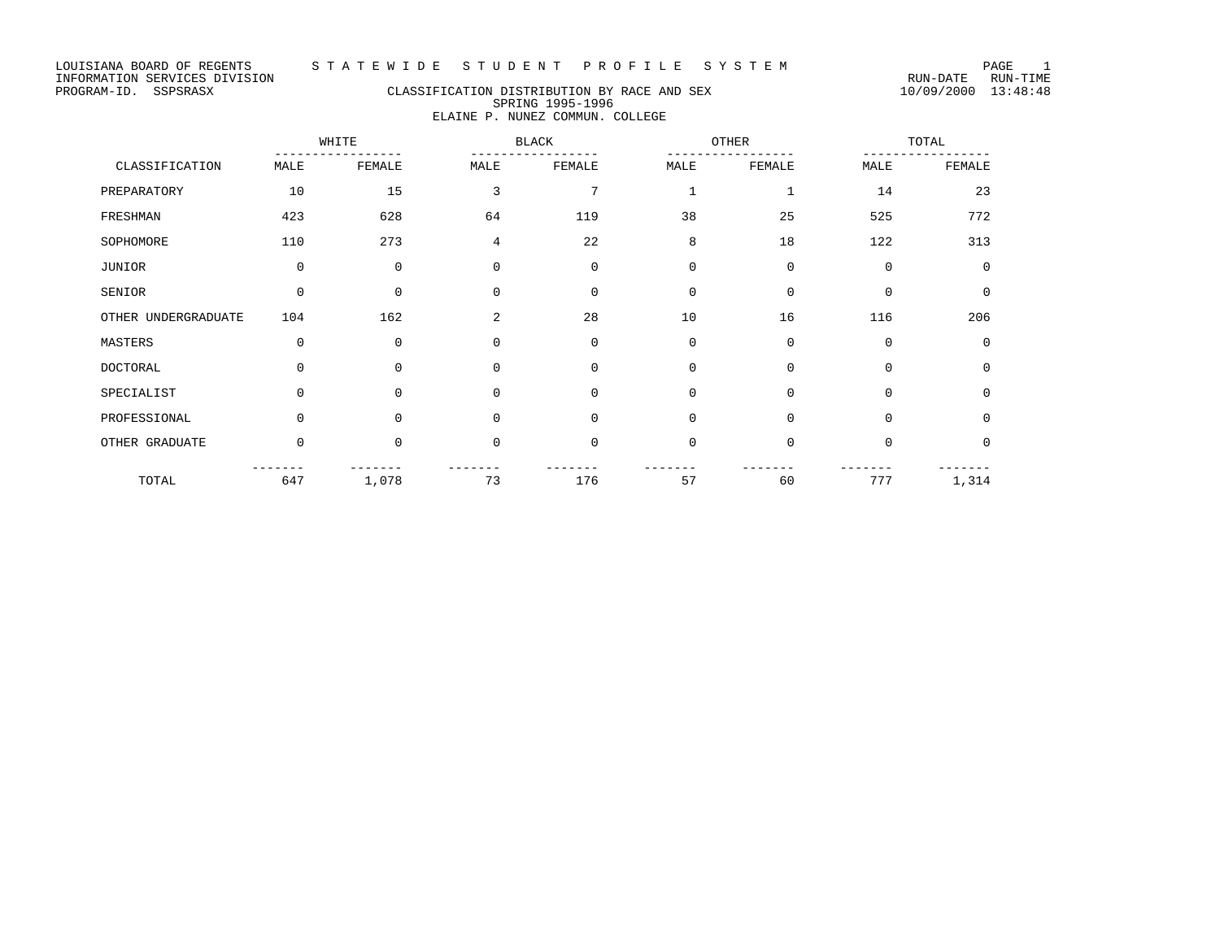LOUISIANA BOARD OF REGENTS
INFORMATION SERVICES DIVISION
PROGRAM-ID. SSPSRASX

# S T A T E W I D E   S T U D E N T   P R O F I L E   S Y S T E M

## CLASSIFICATION DISTRIBUTION BY RACE AND SEX
SPRING 1995-1996
ELAINE P. NUNEZ COMMUN. COLLEGE

RUN-DATE RUN-TIME
10/09/2000 13:48:48

| CLASSIFICATION | WHITE | | BLACK | | OTHER | | TOTAL | |
|---|---|---|---|---|---|---|---|---|
| | MALE | FEMALE | MALE | FEMALE | MALE | FEMALE | MALE | FEMALE |
| PREPARATORY | 10 | 15 | 3 | 7 | 1 | 1 | 14 | 23 |
| FRESHMAN | 423 | 628 | 64 | 119 | 38 | 25 | 525 | 772 |
| SOPHOMORE | 110 | 273 | 4 | 22 | 8 | 18 | 122 | 313 |
| JUNIOR | 0 | 0 | 0 | 0 | 0 | 0 | 0 | 0 |
| SENIOR | 0 | 0 | 0 | 0 | 0 | 0 | 0 | 0 |
| OTHER UNDERGRADUATE | 104 | 162 | 2 | 28 | 10 | 16 | 116 | 206 |
| MASTERS | 0 | 0 | 0 | 0 | 0 | 0 | 0 | 0 |
| DOCTORAL | 0 | 0 | 0 | 0 | 0 | 0 | 0 | 0 |
| SPECIALIST | 0 | 0 | 0 | 0 | 0 | 0 | 0 | 0 |
| PROFESSIONAL | 0 | 0 | 0 | 0 | 0 | 0 | 0 | 0 |
| OTHER GRADUATE | 0 | 0 | 0 | 0 | 0 | 0 | 0 | 0 |
| TOTAL | 647 | 1,078 | 73 | 176 | 57 | 60 | 777 | 1,314 |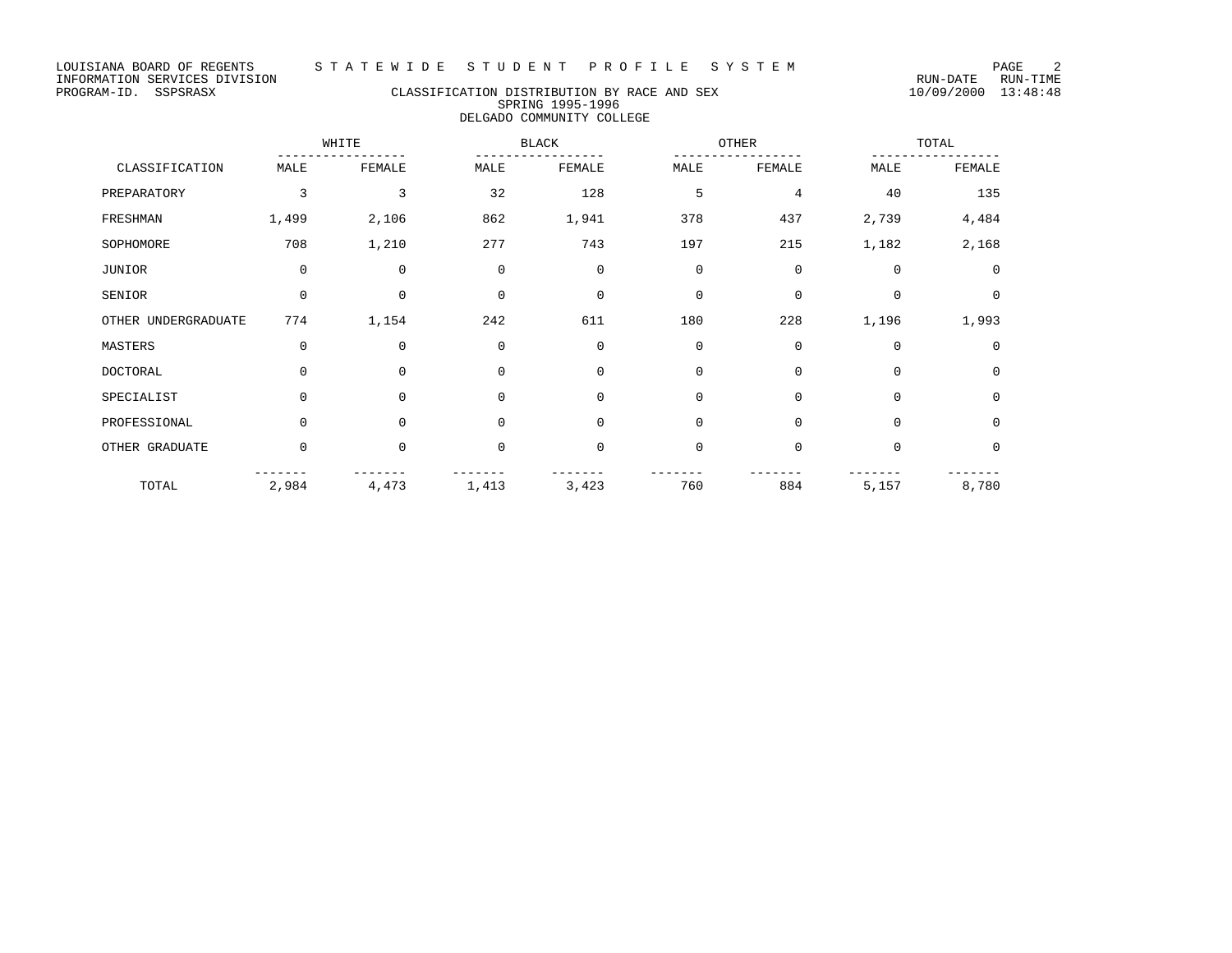LOUISIANA BOARD OF REGENTS — STATEWIDE STUDENT PROFILE SYSTEM
INFORMATION SERVICES DIVISION — RUN-DATE 10/09/2000 RUN-TIME 13:48:48
PROGRAM-ID. SSPSRASX

## CLASSIFICATION DISTRIBUTION BY RACE AND SEX
### SPRING 1995-1996
### DELGADO COMMUNITY COLLEGE

| | WHITE | | BLACK | | OTHER | | TOTAL | |
|---|---|---|---|---|---|---|---|---|
| CLASSIFICATION | MALE | FEMALE | MALE | FEMALE | MALE | FEMALE | MALE | FEMALE |
| PREPARATORY | 3 | 3 | 32 | 128 | 5 | 4 | 40 | 135 |
| FRESHMAN | 1,499 | 2,106 | 862 | 1,941 | 378 | 437 | 2,739 | 4,484 |
| SOPHOMORE | 708 | 1,210 | 277 | 743 | 197 | 215 | 1,182 | 2,168 |
| JUNIOR | 0 | 0 | 0 | 0 | 0 | 0 | 0 | 0 |
| SENIOR | 0 | 0 | 0 | 0 | 0 | 0 | 0 | 0 |
| OTHER UNDERGRADUATE | 774 | 1,154 | 242 | 611 | 180 | 228 | 1,196 | 1,993 |
| MASTERS | 0 | 0 | 0 | 0 | 0 | 0 | 0 | 0 |
| DOCTORAL | 0 | 0 | 0 | 0 | 0 | 0 | 0 | 0 |
| SPECIALIST | 0 | 0 | 0 | 0 | 0 | 0 | 0 | 0 |
| PROFESSIONAL | 0 | 0 | 0 | 0 | 0 | 0 | 0 | 0 |
| OTHER GRADUATE | 0 | 0 | 0 | 0 | 0 | 0 | 0 | 0 |
| TOTAL | 2,984 | 4,473 | 1,413 | 3,423 | 760 | 884 | 5,157 | 8,780 |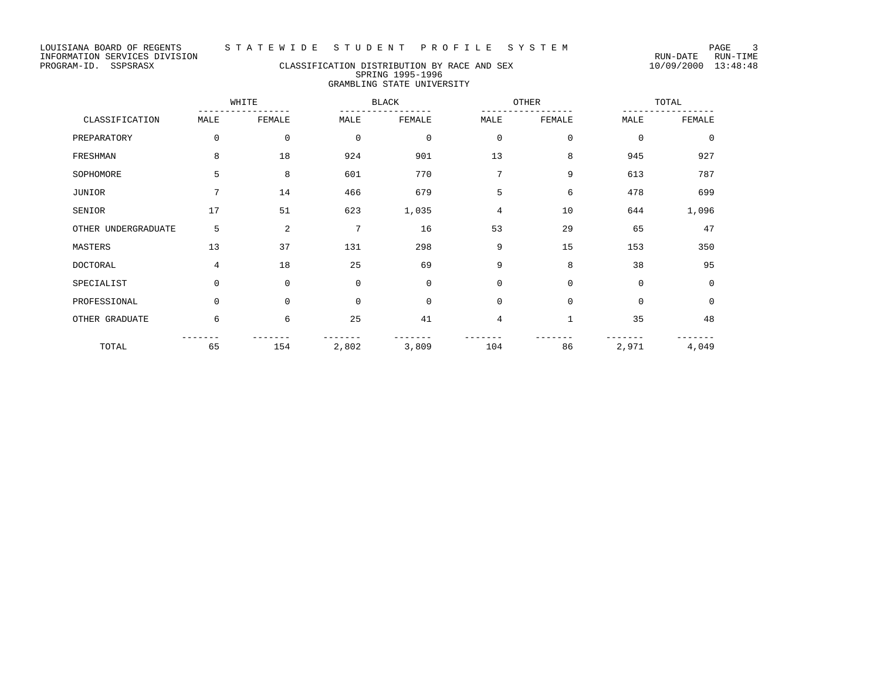LOUISIANA BOARD OF REGENTS
INFORMATION SERVICES DIVISION
PROGRAM-ID. SSPSRASX

# S T A T E W I D E  S T U D E N T  P R O F I L E  S Y S T E M

## CLASSIFICATION DISTRIBUTION BY RACE AND SEX
### SPRING 1995-1996
### GRAMBLING STATE UNIVERSITY

RUN-DATE 10/09/2000 RUN-TIME 13:48:48

| | WHITE | | BLACK | | OTHER | | TOTAL | |
|---|---|---|---|---|---|---|---|---|
| CLASSIFICATION | MALE | FEMALE | MALE | FEMALE | MALE | FEMALE | MALE | FEMALE |
| PREPARATORY | 0 | 0 | 0 | 0 | 0 | 0 | 0 | 0 |
| FRESHMAN | 8 | 18 | 924 | 901 | 13 | 8 | 945 | 927 |
| SOPHOMORE | 5 | 8 | 601 | 770 | 7 | 9 | 613 | 787 |
| JUNIOR | 7 | 14 | 466 | 679 | 5 | 6 | 478 | 699 |
| SENIOR | 17 | 51 | 623 | 1,035 | 4 | 10 | 644 | 1,096 |
| OTHER UNDERGRADUATE | 5 | 2 | 7 | 16 | 53 | 29 | 65 | 47 |
| MASTERS | 13 | 37 | 131 | 298 | 9 | 15 | 153 | 350 |
| DOCTORAL | 4 | 18 | 25 | 69 | 9 | 8 | 38 | 95 |
| SPECIALIST | 0 | 0 | 0 | 0 | 0 | 0 | 0 | 0 |
| PROFESSIONAL | 0 | 0 | 0 | 0 | 0 | 0 | 0 | 0 |
| OTHER GRADUATE | 6 | 6 | 25 | 41 | 4 | 1 | 35 | 48 |
| TOTAL | 65 | 154 | 2,802 | 3,809 | 104 | 86 | 2,971 | 4,049 |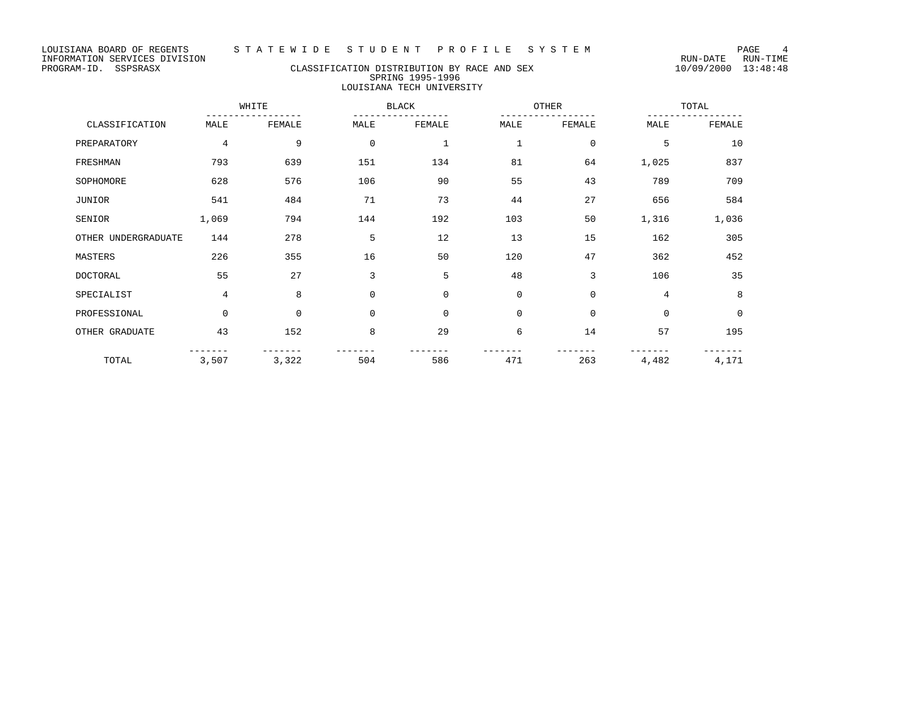LOUISIANA BOARD OF REGENTS — STATEWIDE STUDENT PROFILE SYSTEM
INFORMATION SERVICES DIVISION — RUN-DATE 10/09/2000 RUN-TIME 13:48:48
PROGRAM-ID. SSPSRASX

## CLASSIFICATION DISTRIBUTION BY RACE AND SEX
### SPRING 1995-1996
### LOUISIANA TECH UNIVERSITY

| CLASSIFICATION | WHITE | | BLACK | | OTHER | | TOTAL | |
|---|---|---|---|---|---|---|---|---|
| | MALE | FEMALE | MALE | FEMALE | MALE | FEMALE | MALE | FEMALE |
| PREPARATORY | 4 | 9 | 0 | 1 | 1 | 0 | 5 | 10 |
| FRESHMAN | 793 | 639 | 151 | 134 | 81 | 64 | 1,025 | 837 |
| SOPHOMORE | 628 | 576 | 106 | 90 | 55 | 43 | 789 | 709 |
| JUNIOR | 541 | 484 | 71 | 73 | 44 | 27 | 656 | 584 |
| SENIOR | 1,069 | 794 | 144 | 192 | 103 | 50 | 1,316 | 1,036 |
| OTHER UNDERGRADUATE | 144 | 278 | 5 | 12 | 13 | 15 | 162 | 305 |
| MASTERS | 226 | 355 | 16 | 50 | 120 | 47 | 362 | 452 |
| DOCTORAL | 55 | 27 | 3 | 5 | 48 | 3 | 106 | 35 |
| SPECIALIST | 4 | 8 | 0 | 0 | 0 | 0 | 4 | 8 |
| PROFESSIONAL | 0 | 0 | 0 | 0 | 0 | 0 | 0 | 0 |
| OTHER GRADUATE | 43 | 152 | 8 | 29 | 6 | 14 | 57 | 195 |
| TOTAL | 3,507 | 3,322 | 504 | 586 | 471 | 263 | 4,482 | 4,171 |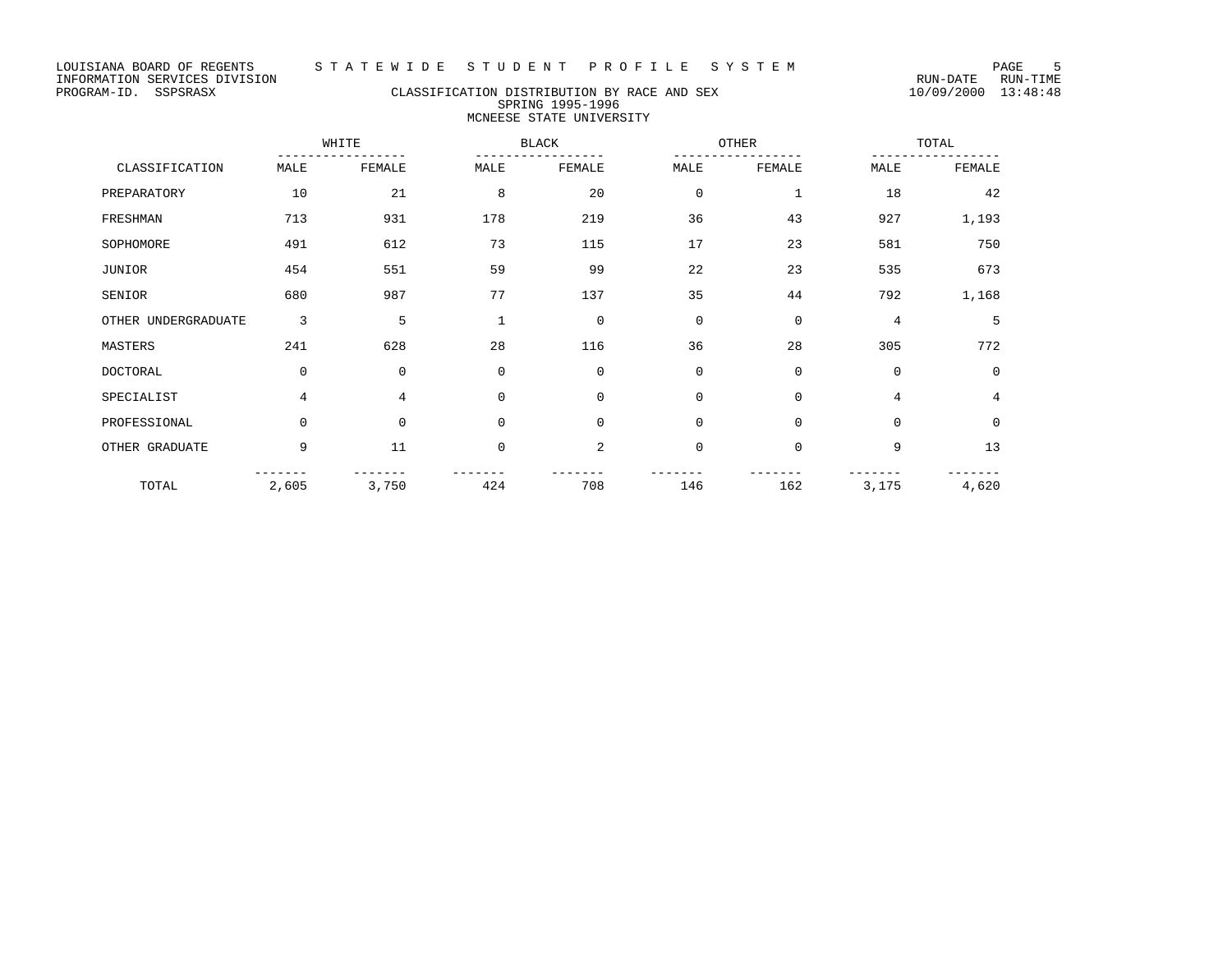LOUISIANA BOARD OF REGENTS — STATEWIDE STUDENT PROFILE SYSTEM
INFORMATION SERVICES DIVISION — RUN-DATE 10/09/2000 RUN-TIME 13:48:48
PROGRAM-ID. SSPSRASX

## CLASSIFICATION DISTRIBUTION BY RACE AND SEX
### SPRING 1995-1996
### MCNEESE STATE UNIVERSITY

| | WHITE | | BLACK | | OTHER | | TOTAL | |
|---|---|---|---|---|---|---|---|---|
| CLASSIFICATION | MALE | FEMALE | MALE | FEMALE | MALE | FEMALE | MALE | FEMALE |
| PREPARATORY | 10 | 21 | 8 | 20 | 0 | 1 | 18 | 42 |
| FRESHMAN | 713 | 931 | 178 | 219 | 36 | 43 | 927 | 1,193 |
| SOPHOMORE | 491 | 612 | 73 | 115 | 17 | 23 | 581 | 750 |
| JUNIOR | 454 | 551 | 59 | 99 | 22 | 23 | 535 | 673 |
| SENIOR | 680 | 987 | 77 | 137 | 35 | 44 | 792 | 1,168 |
| OTHER UNDERGRADUATE | 3 | 5 | 1 | 0 | 0 | 0 | 4 | 5 |
| MASTERS | 241 | 628 | 28 | 116 | 36 | 28 | 305 | 772 |
| DOCTORAL | 0 | 0 | 0 | 0 | 0 | 0 | 0 | 0 |
| SPECIALIST | 4 | 4 | 0 | 0 | 0 | 0 | 4 | 4 |
| PROFESSIONAL | 0 | 0 | 0 | 0 | 0 | 0 | 0 | 0 |
| OTHER GRADUATE | 9 | 11 | 0 | 2 | 0 | 0 | 9 | 13 |
| TOTAL | 2,605 | 3,750 | 424 | 708 | 146 | 162 | 3,175 | 4,620 |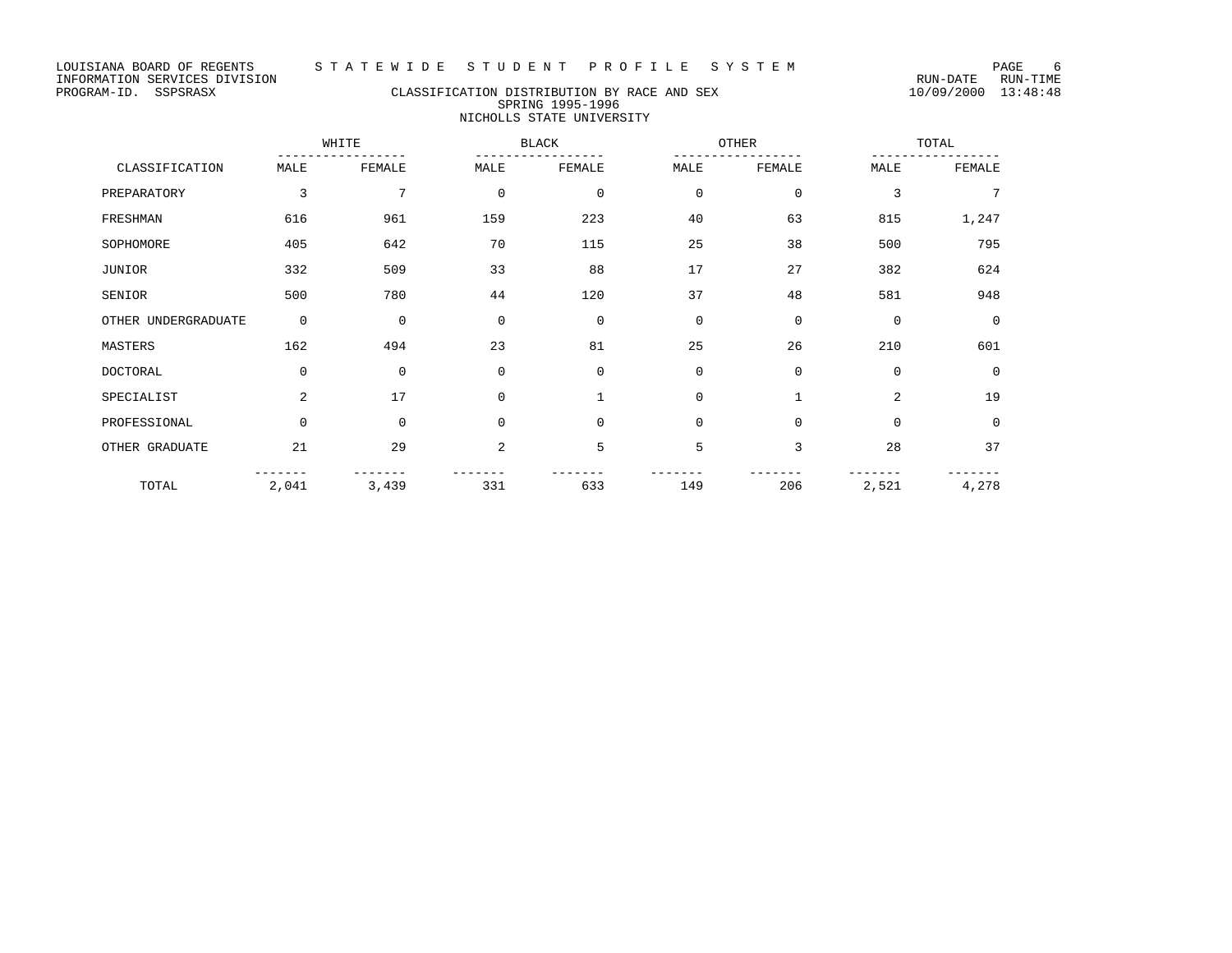LOUISIANA BOARD OF REGENTS — STATEWIDE STUDENT PROFILE SYSTEM
INFORMATION SERVICES DIVISION
PROGRAM-ID. SSPSRASX

RUN-DATE 10/09/2000 RUN-TIME 13:48:48

# CLASSIFICATION DISTRIBUTION BY RACE AND SEX
## SPRING 1995-1996
## NICHOLLS STATE UNIVERSITY

| CLASSIFICATION | WHITE | | BLACK | | OTHER | | TOTAL | |
|---|---|---|---|---|---|---|---|---|
| | MALE | FEMALE | MALE | FEMALE | MALE | FEMALE | MALE | FEMALE |
| PREPARATORY | 3 | 7 | 0 | 0 | 0 | 0 | 3 | 7 |
| FRESHMAN | 616 | 961 | 159 | 223 | 40 | 63 | 815 | 1,247 |
| SOPHOMORE | 405 | 642 | 70 | 115 | 25 | 38 | 500 | 795 |
| JUNIOR | 332 | 509 | 33 | 88 | 17 | 27 | 382 | 624 |
| SENIOR | 500 | 780 | 44 | 120 | 37 | 48 | 581 | 948 |
| OTHER UNDERGRADUATE | 0 | 0 | 0 | 0 | 0 | 0 | 0 | 0 |
| MASTERS | 162 | 494 | 23 | 81 | 25 | 26 | 210 | 601 |
| DOCTORAL | 0 | 0 | 0 | 0 | 0 | 0 | 0 | 0 |
| SPECIALIST | 2 | 17 | 0 | 1 | 0 | 1 | 2 | 19 |
| PROFESSIONAL | 0 | 0 | 0 | 0 | 0 | 0 | 0 | 0 |
| OTHER GRADUATE | 21 | 29 | 2 | 5 | 5 | 3 | 28 | 37 |
| TOTAL | 2,041 | 3,439 | 331 | 633 | 149 | 206 | 2,521 | 4,278 |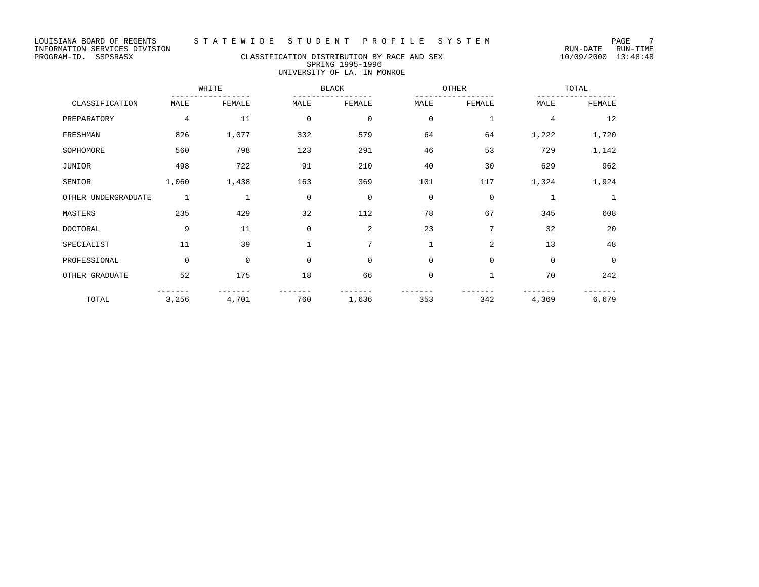LOUISIANA BOARD OF REGENTS — STATEWIDE STUDENT PROFILE SYSTEM

INFORMATION SERVICES DIVISION — RUN-DATE 10/09/2000 RUN-TIME 13:48:48

PROGRAM-ID. SSPSRASX

## CLASSIFICATION DISTRIBUTION BY RACE AND SEX
### SPRING 1995-1996
### UNIVERSITY OF LA. IN MONROE

| CLASSIFICATION | WHITE | | BLACK | | OTHER | | TOTAL | |
|---|---|---|---|---|---|---|---|---|
| | MALE | FEMALE | MALE | FEMALE | MALE | FEMALE | MALE | FEMALE |
| PREPARATORY | 4 | 11 | 0 | 0 | 0 | 1 | 4 | 12 |
| FRESHMAN | 826 | 1,077 | 332 | 579 | 64 | 64 | 1,222 | 1,720 |
| SOPHOMORE | 560 | 798 | 123 | 291 | 46 | 53 | 729 | 1,142 |
| JUNIOR | 498 | 722 | 91 | 210 | 40 | 30 | 629 | 962 |
| SENIOR | 1,060 | 1,438 | 163 | 369 | 101 | 117 | 1,324 | 1,924 |
| OTHER UNDERGRADUATE | 1 | 1 | 0 | 0 | 0 | 0 | 1 | 1 |
| MASTERS | 235 | 429 | 32 | 112 | 78 | 67 | 345 | 608 |
| DOCTORAL | 9 | 11 | 0 | 2 | 23 | 7 | 32 | 20 |
| SPECIALIST | 11 | 39 | 1 | 7 | 1 | 2 | 13 | 48 |
| PROFESSIONAL | 0 | 0 | 0 | 0 | 0 | 0 | 0 | 0 |
| OTHER GRADUATE | 52 | 175 | 18 | 66 | 0 | 1 | 70 | 242 |
| TOTAL | 3,256 | 4,701 | 760 | 1,636 | 353 | 342 | 4,369 | 6,679 |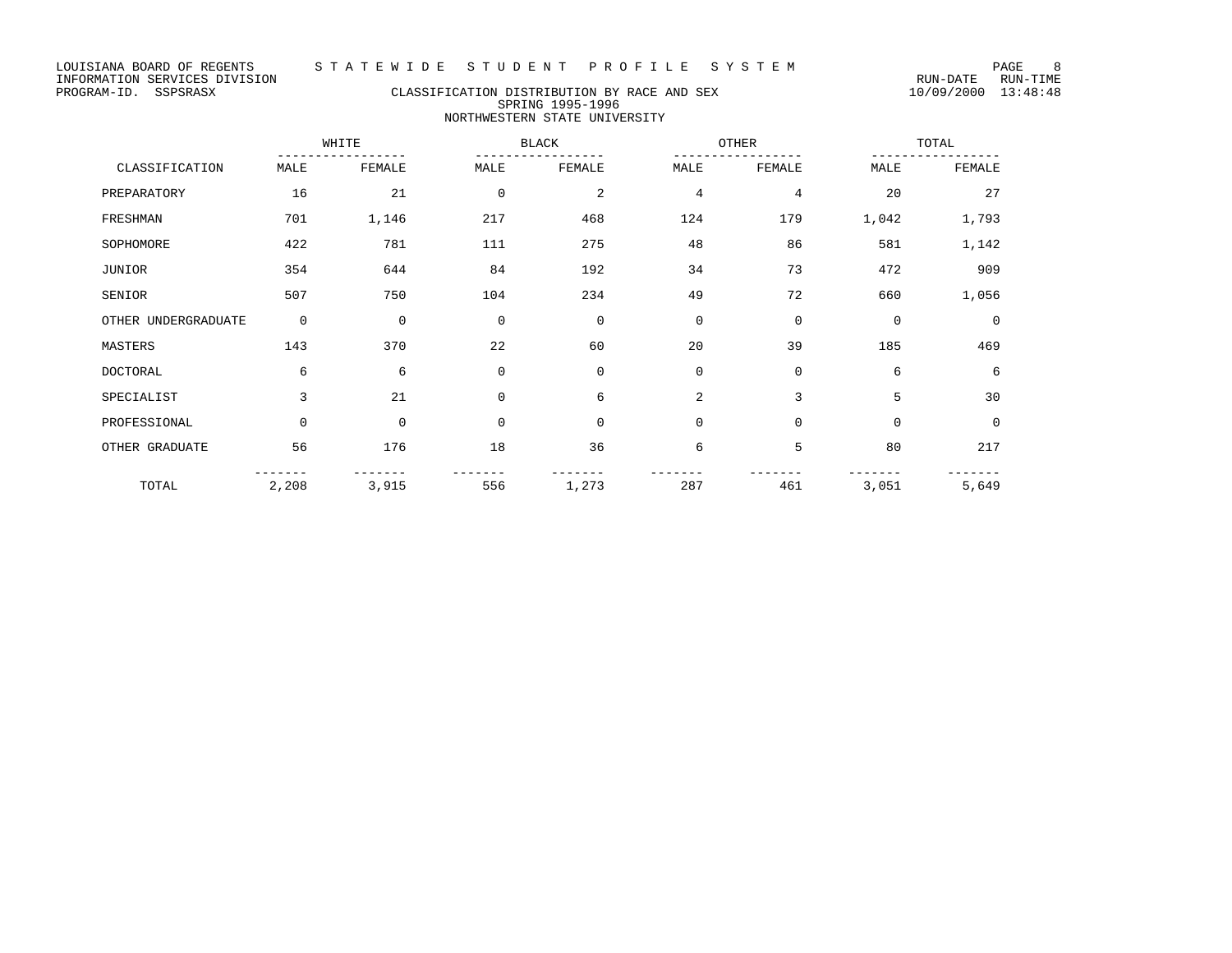LOUISIANA BOARD OF REGENTS — STATEWIDE STUDENT PROFILE SYSTEM
INFORMATION SERVICES DIVISION — RUN-DATE 10/09/2000 RUN-TIME 13:48:48
PROGRAM-ID. SSPSRASX

## CLASSIFICATION DISTRIBUTION BY RACE AND SEX
### SPRING 1995-1996
### NORTHWESTERN STATE UNIVERSITY

| CLASSIFICATION | WHITE | | BLACK | | OTHER | | TOTAL | |
|---|---|---|---|---|---|---|---|---|
| | MALE | FEMALE | MALE | FEMALE | MALE | FEMALE | MALE | FEMALE |
| PREPARATORY | 16 | 21 | 0 | 2 | 4 | 4 | 20 | 27 |
| FRESHMAN | 701 | 1,146 | 217 | 468 | 124 | 179 | 1,042 | 1,793 |
| SOPHOMORE | 422 | 781 | 111 | 275 | 48 | 86 | 581 | 1,142 |
| JUNIOR | 354 | 644 | 84 | 192 | 34 | 73 | 472 | 909 |
| SENIOR | 507 | 750 | 104 | 234 | 49 | 72 | 660 | 1,056 |
| OTHER UNDERGRADUATE | 0 | 0 | 0 | 0 | 0 | 0 | 0 | 0 |
| MASTERS | 143 | 370 | 22 | 60 | 20 | 39 | 185 | 469 |
| DOCTORAL | 6 | 6 | 0 | 0 | 0 | 0 | 6 | 6 |
| SPECIALIST | 3 | 21 | 0 | 6 | 2 | 3 | 5 | 30 |
| PROFESSIONAL | 0 | 0 | 0 | 0 | 0 | 0 | 0 | 0 |
| OTHER GRADUATE | 56 | 176 | 18 | 36 | 6 | 5 | 80 | 217 |
| TOTAL | 2,208 | 3,915 | 556 | 1,273 | 287 | 461 | 3,051 | 5,649 |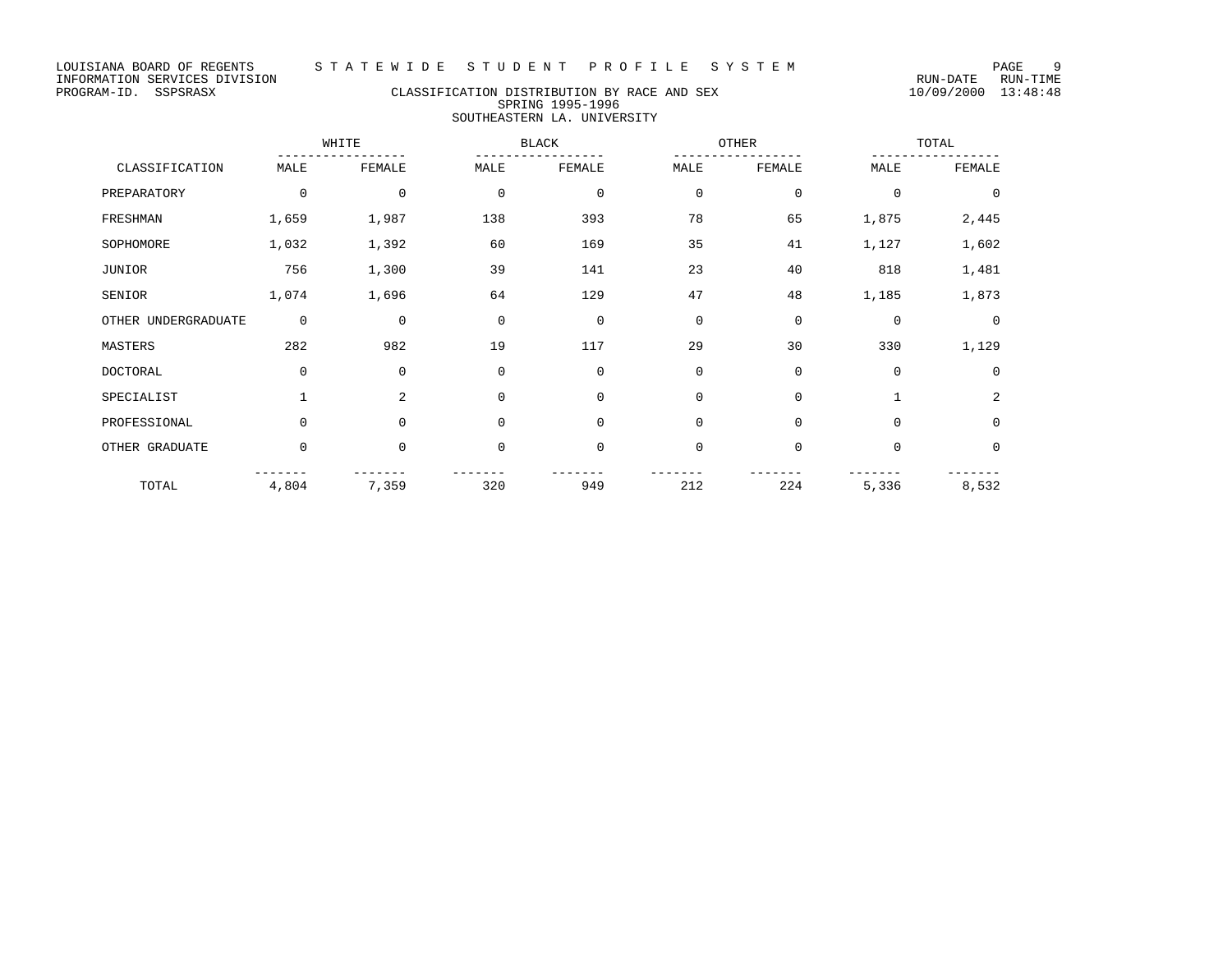LOUISIANA BOARD OF REGENTS — STATEWIDE STUDENT PROFILE SYSTEM
INFORMATION SERVICES DIVISION — RUN-DATE 10/09/2000 RUN-TIME 13:48:48
PROGRAM-ID. SSPSRASX

## CLASSIFICATION DISTRIBUTION BY RACE AND SEX
### SPRING 1995-1996
### SOUTHEASTERN LA. UNIVERSITY

| | WHITE | | BLACK | | OTHER | | TOTAL | |
|---|---|---|---|---|---|---|---|---|
| CLASSIFICATION | MALE | FEMALE | MALE | FEMALE | MALE | FEMALE | MALE | FEMALE |
| PREPARATORY | 0 | 0 | 0 | 0 | 0 | 0 | 0 | 0 |
| FRESHMAN | 1,659 | 1,987 | 138 | 393 | 78 | 65 | 1,875 | 2,445 |
| SOPHOMORE | 1,032 | 1,392 | 60 | 169 | 35 | 41 | 1,127 | 1,602 |
| JUNIOR | 756 | 1,300 | 39 | 141 | 23 | 40 | 818 | 1,481 |
| SENIOR | 1,074 | 1,696 | 64 | 129 | 47 | 48 | 1,185 | 1,873 |
| OTHER UNDERGRADUATE | 0 | 0 | 0 | 0 | 0 | 0 | 0 | 0 |
| MASTERS | 282 | 982 | 19 | 117 | 29 | 30 | 330 | 1,129 |
| DOCTORAL | 0 | 0 | 0 | 0 | 0 | 0 | 0 | 0 |
| SPECIALIST | 1 | 2 | 0 | 0 | 0 | 0 | 1 | 2 |
| PROFESSIONAL | 0 | 0 | 0 | 0 | 0 | 0 | 0 | 0 |
| OTHER GRADUATE | 0 | 0 | 0 | 0 | 0 | 0 | 0 | 0 |
| TOTAL | 4,804 | 7,359 | 320 | 949 | 212 | 224 | 5,336 | 8,532 |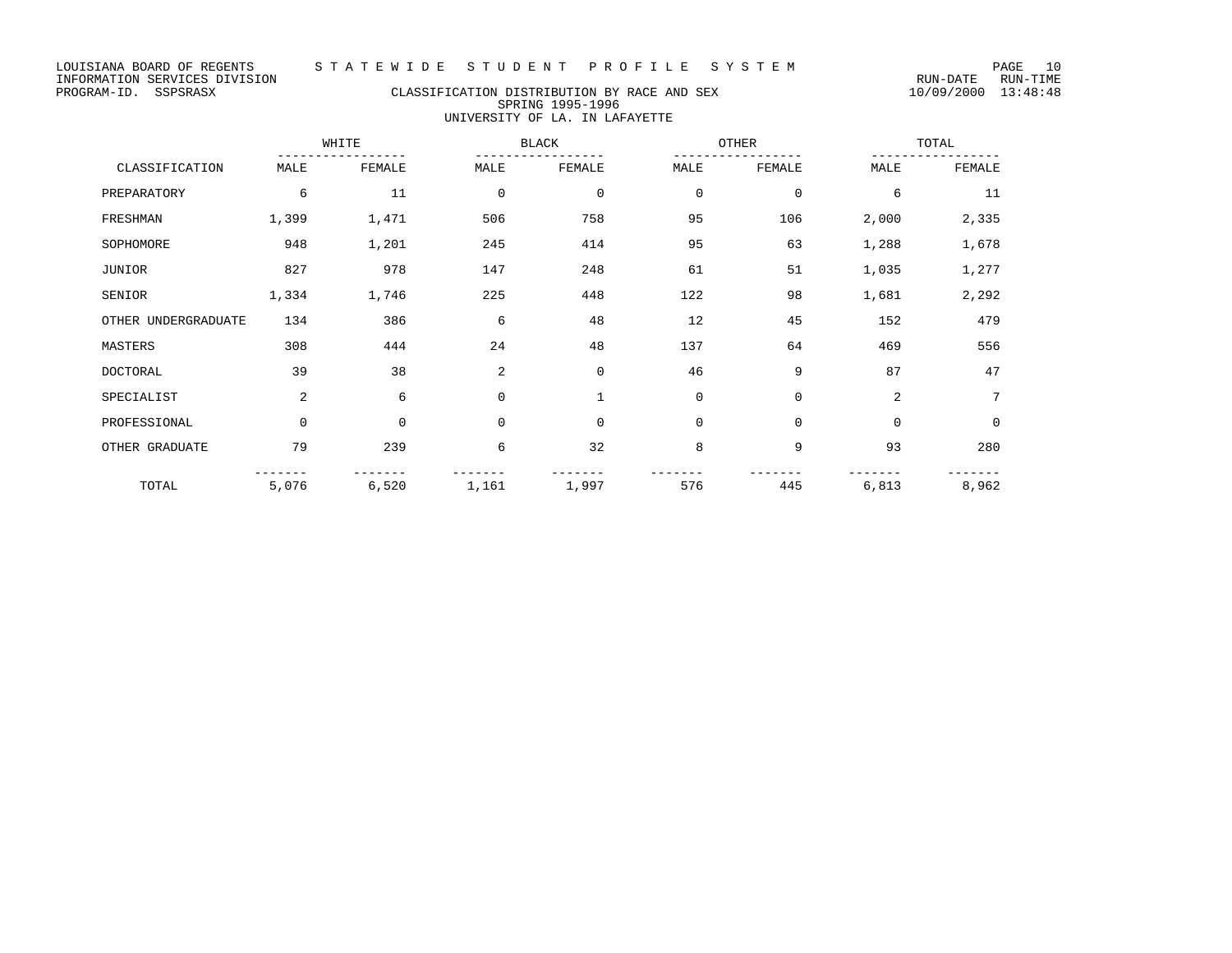LOUISIANA BOARD OF REGENTS
INFORMATION SERVICES DIVISION
PROGRAM-ID. SSPSRASX

# STATEWIDE STUDENT PROFILE SYSTEM

RUN-DATE 10/09/2000 RUN-TIME 13:48:48

## CLASSIFICATION DISTRIBUTION BY RACE AND SEX
### SPRING 1995-1996
### UNIVERSITY OF LA. IN LAFAYETTE

| | WHITE | | BLACK | | OTHER | | TOTAL | |
|---|---|---|---|---|---|---|---|---|
| CLASSIFICATION | MALE | FEMALE | MALE | FEMALE | MALE | FEMALE | MALE | FEMALE |
| PREPARATORY | 6 | 11 | 0 | 0 | 0 | 0 | 6 | 11 |
| FRESHMAN | 1,399 | 1,471 | 506 | 758 | 95 | 106 | 2,000 | 2,335 |
| SOPHOMORE | 948 | 1,201 | 245 | 414 | 95 | 63 | 1,288 | 1,678 |
| JUNIOR | 827 | 978 | 147 | 248 | 61 | 51 | 1,035 | 1,277 |
| SENIOR | 1,334 | 1,746 | 225 | 448 | 122 | 98 | 1,681 | 2,292 |
| OTHER UNDERGRADUATE | 134 | 386 | 6 | 48 | 12 | 45 | 152 | 479 |
| MASTERS | 308 | 444 | 24 | 48 | 137 | 64 | 469 | 556 |
| DOCTORAL | 39 | 38 | 2 | 0 | 46 | 9 | 87 | 47 |
| SPECIALIST | 2 | 6 | 0 | 1 | 0 | 0 | 2 | 7 |
| PROFESSIONAL | 0 | 0 | 0 | 0 | 0 | 0 | 0 | 0 |
| OTHER GRADUATE | 79 | 239 | 6 | 32 | 8 | 9 | 93 | 280 |
| TOTAL | 5,076 | 6,520 | 1,161 | 1,997 | 576 | 445 | 6,813 | 8,962 |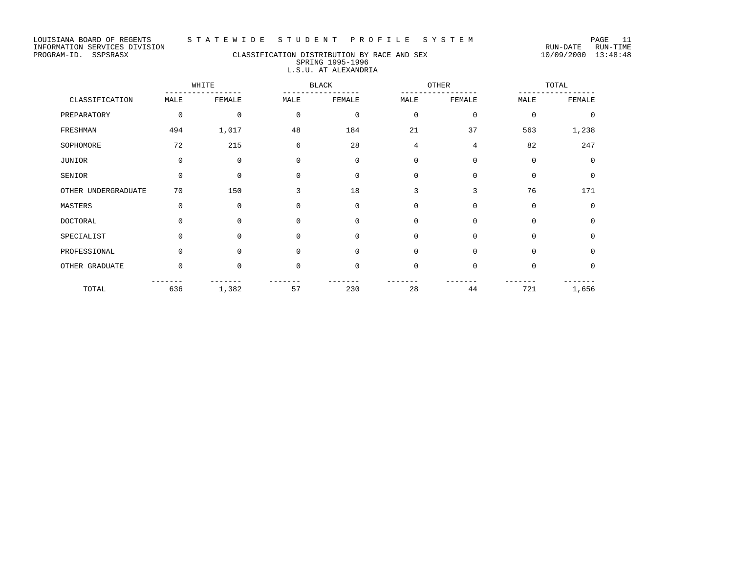LOUISIANA BOARD OF REGENTS — S T A T E W I D E   S T U D E N T   P R O F I L E   S Y S T E M

INFORMATION SERVICES DIVISION — RUN-DATE RUN-TIME

PROGRAM-ID. SSPSRASX — 10/09/2000 13:48:48

## CLASSIFICATION DISTRIBUTION BY RACE AND SEX
### SPRING 1995-1996
### L.S.U. AT ALEXANDRIA

| CLASSIFICATION | WHITE | | BLACK | | OTHER | | TOTAL | |
|---|---|---|---|---|---|---|---|---|
| | MALE | FEMALE | MALE | FEMALE | MALE | FEMALE | MALE | FEMALE |
| PREPARATORY | 0 | 0 | 0 | 0 | 0 | 0 | 0 | 0 |
| FRESHMAN | 494 | 1,017 | 48 | 184 | 21 | 37 | 563 | 1,238 |
| SOPHOMORE | 72 | 215 | 6 | 28 | 4 | 4 | 82 | 247 |
| JUNIOR | 0 | 0 | 0 | 0 | 0 | 0 | 0 | 0 |
| SENIOR | 0 | 0 | 0 | 0 | 0 | 0 | 0 | 0 |
| OTHER UNDERGRADUATE | 70 | 150 | 3 | 18 | 3 | 3 | 76 | 171 |
| MASTERS | 0 | 0 | 0 | 0 | 0 | 0 | 0 | 0 |
| DOCTORAL | 0 | 0 | 0 | 0 | 0 | 0 | 0 | 0 |
| SPECIALIST | 0 | 0 | 0 | 0 | 0 | 0 | 0 | 0 |
| PROFESSIONAL | 0 | 0 | 0 | 0 | 0 | 0 | 0 | 0 |
| OTHER GRADUATE | 0 | 0 | 0 | 0 | 0 | 0 | 0 | 0 |
| TOTAL | 636 | 1,382 | 57 | 230 | 28 | 44 | 721 | 1,656 |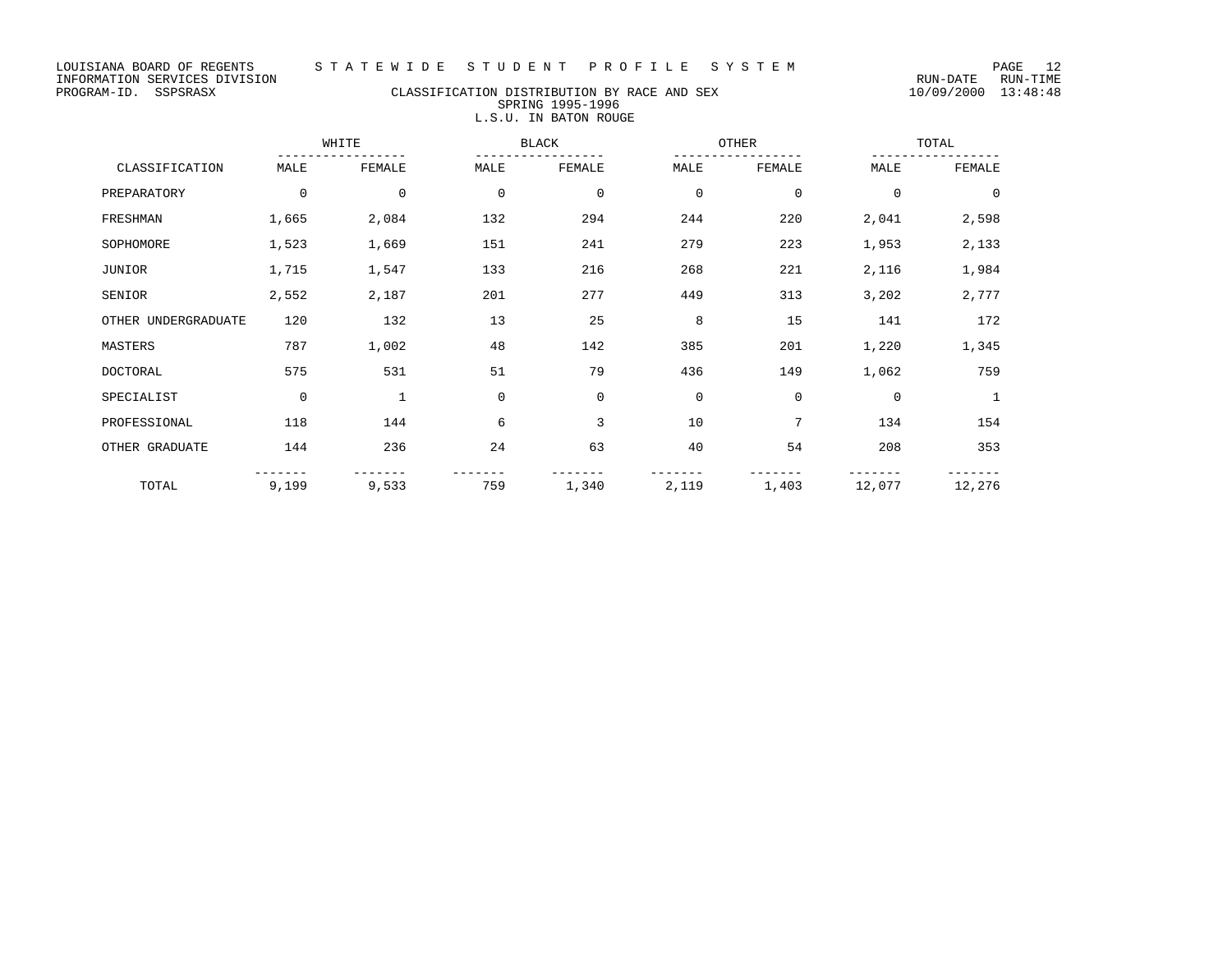LOUISIANA BOARD OF REGENTS — STATEWIDE STUDENT PROFILE SYSTEM
INFORMATION SERVICES DIVISION — RUN-DATE 10/09/2000 RUN-TIME 13:48:48
PROGRAM-ID. SSPSRASX

## CLASSIFICATION DISTRIBUTION BY RACE AND SEX
### SPRING 1995-1996
### L.S.U. IN BATON ROUGE

| CLASSIFICATION | WHITE | | BLACK | | OTHER | | TOTAL | |
|---|---|---|---|---|---|---|---|---|
| | MALE | FEMALE | MALE | FEMALE | MALE | FEMALE | MALE | FEMALE |
| PREPARATORY | 0 | 0 | 0 | 0 | 0 | 0 | 0 | 0 |
| FRESHMAN | 1,665 | 2,084 | 132 | 294 | 244 | 220 | 2,041 | 2,598 |
| SOPHOMORE | 1,523 | 1,669 | 151 | 241 | 279 | 223 | 1,953 | 2,133 |
| JUNIOR | 1,715 | 1,547 | 133 | 216 | 268 | 221 | 2,116 | 1,984 |
| SENIOR | 2,552 | 2,187 | 201 | 277 | 449 | 313 | 3,202 | 2,777 |
| OTHER UNDERGRADUATE | 120 | 132 | 13 | 25 | 8 | 15 | 141 | 172 |
| MASTERS | 787 | 1,002 | 48 | 142 | 385 | 201 | 1,220 | 1,345 |
| DOCTORAL | 575 | 531 | 51 | 79 | 436 | 149 | 1,062 | 759 |
| SPECIALIST | 0 | 1 | 0 | 0 | 0 | 0 | 0 | 1 |
| PROFESSIONAL | 118 | 144 | 6 | 3 | 10 | 7 | 134 | 154 |
| OTHER GRADUATE | 144 | 236 | 24 | 63 | 40 | 54 | 208 | 353 |
| TOTAL | 9,199 | 9,533 | 759 | 1,340 | 2,119 | 1,403 | 12,077 | 12,276 |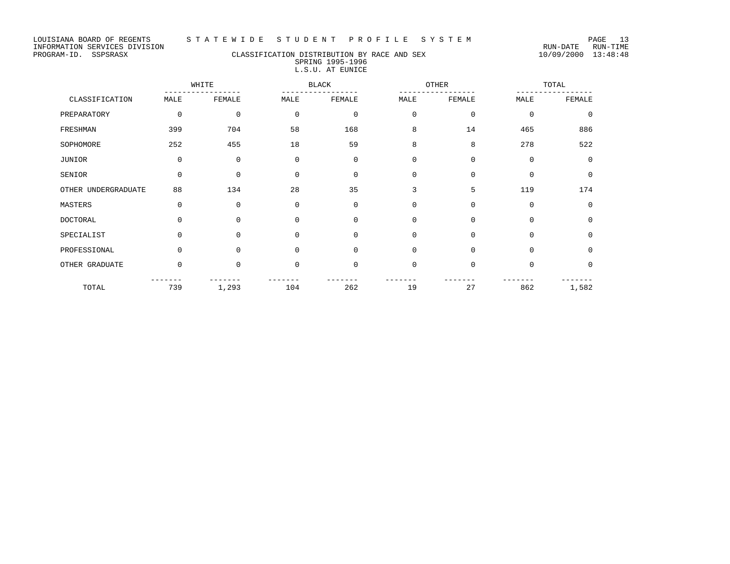LOUISIANA BOARD OF REGENTS — STATEWIDE STUDENT PROFILE SYSTEM
INFORMATION SERVICES DIVISION — RUN-DATE 10/09/2000 RUN-TIME 13:48:48
PROGRAM-ID. SSPSRASX

## CLASSIFICATION DISTRIBUTION BY RACE AND SEX
### SPRING 1995-1996
### L.S.U. AT EUNICE

| CLASSIFICATION | WHITE | | BLACK | | OTHER | | TOTAL | |
|---|---|---|---|---|---|---|---|---|
| | MALE | FEMALE | MALE | FEMALE | MALE | FEMALE | MALE | FEMALE |
| PREPARATORY | 0 | 0 | 0 | 0 | 0 | 0 | 0 | 0 |
| FRESHMAN | 399 | 704 | 58 | 168 | 8 | 14 | 465 | 886 |
| SOPHOMORE | 252 | 455 | 18 | 59 | 8 | 8 | 278 | 522 |
| JUNIOR | 0 | 0 | 0 | 0 | 0 | 0 | 0 | 0 |
| SENIOR | 0 | 0 | 0 | 0 | 0 | 0 | 0 | 0 |
| OTHER UNDERGRADUATE | 88 | 134 | 28 | 35 | 3 | 5 | 119 | 174 |
| MASTERS | 0 | 0 | 0 | 0 | 0 | 0 | 0 | 0 |
| DOCTORAL | 0 | 0 | 0 | 0 | 0 | 0 | 0 | 0 |
| SPECIALIST | 0 | 0 | 0 | 0 | 0 | 0 | 0 | 0 |
| PROFESSIONAL | 0 | 0 | 0 | 0 | 0 | 0 | 0 | 0 |
| OTHER GRADUATE | 0 | 0 | 0 | 0 | 0 | 0 | 0 | 0 |
| TOTAL | 739 | 1,293 | 104 | 262 | 19 | 27 | 862 | 1,582 |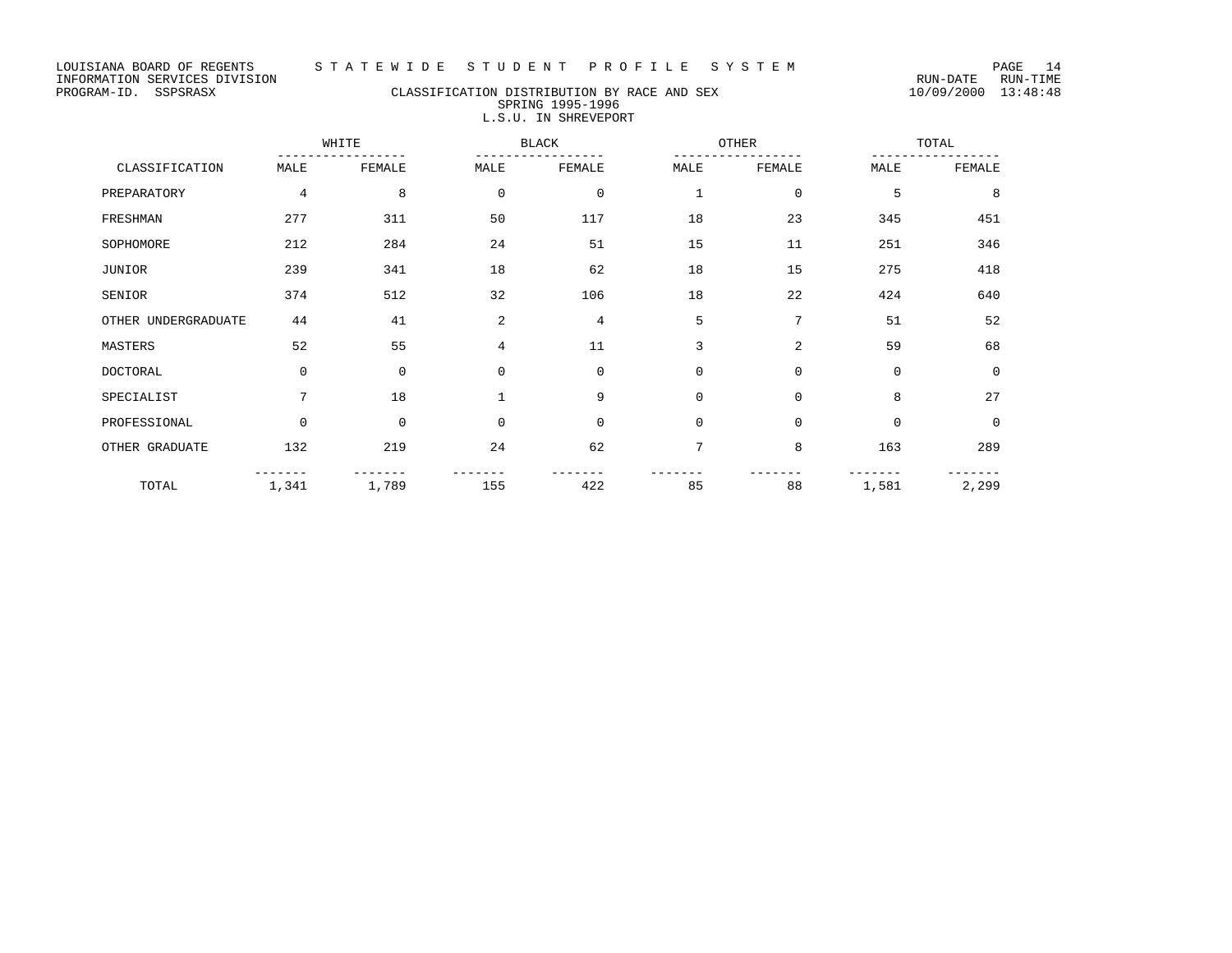LOUISIANA BOARD OF REGENTS — STATEWIDE STUDENT PROFILE SYSTEM
INFORMATION SERVICES DIVISION — RUN-DATE 10/09/2000 RUN-TIME 13:48:48
PROGRAM-ID. SSPSRASX

# CLASSIFICATION DISTRIBUTION BY RACE AND SEX
## SPRING 1995-1996
## L.S.U. IN SHREVEPORT

| CLASSIFICATION | WHITE | | BLACK | | OTHER | | TOTAL | |
|---|---|---|---|---|---|---|---|---|
| | MALE | FEMALE | MALE | FEMALE | MALE | FEMALE | MALE | FEMALE |
| PREPARATORY | 4 | 8 | 0 | 0 | 1 | 0 | 5 | 8 |
| FRESHMAN | 277 | 311 | 50 | 117 | 18 | 23 | 345 | 451 |
| SOPHOMORE | 212 | 284 | 24 | 51 | 15 | 11 | 251 | 346 |
| JUNIOR | 239 | 341 | 18 | 62 | 18 | 15 | 275 | 418 |
| SENIOR | 374 | 512 | 32 | 106 | 18 | 22 | 424 | 640 |
| OTHER UNDERGRADUATE | 44 | 41 | 2 | 4 | 5 | 7 | 51 | 52 |
| MASTERS | 52 | 55 | 4 | 11 | 3 | 2 | 59 | 68 |
| DOCTORAL | 0 | 0 | 0 | 0 | 0 | 0 | 0 | 0 |
| SPECIALIST | 7 | 18 | 1 | 9 | 0 | 0 | 8 | 27 |
| PROFESSIONAL | 0 | 0 | 0 | 0 | 0 | 0 | 0 | 0 |
| OTHER GRADUATE | 132 | 219 | 24 | 62 | 7 | 8 | 163 | 289 |
| TOTAL | 1,341 | 1,789 | 155 | 422 | 85 | 88 | 1,581 | 2,299 |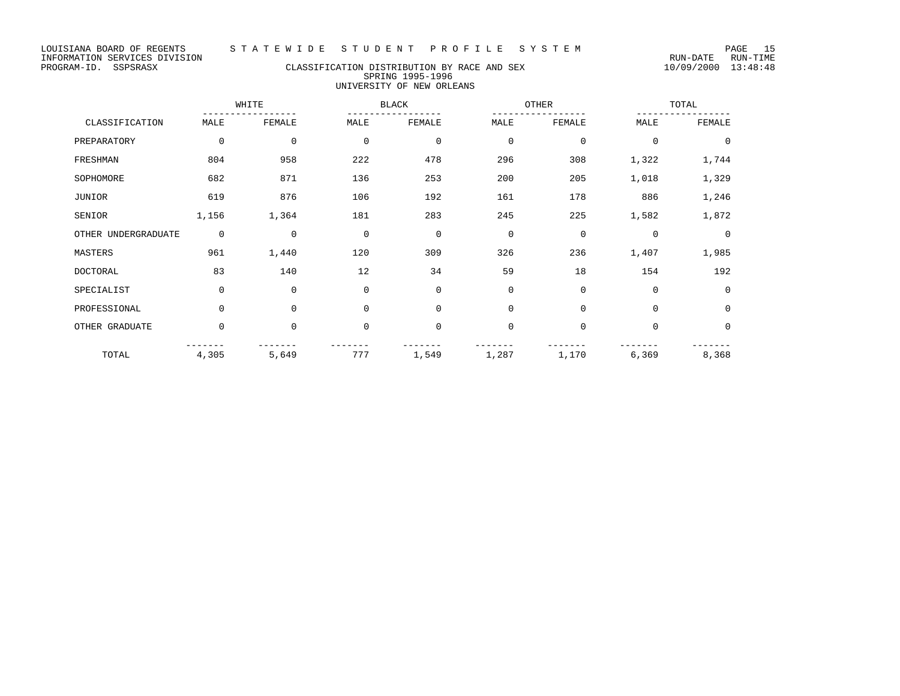LOUISIANA BOARD OF REGENTS — STATEWIDE STUDENT PROFILE SYSTEM
INFORMATION SERVICES DIVISION — RUN-DATE 10/09/2000 RUN-TIME 13:48:48
PROGRAM-ID. SSPSRASX

## CLASSIFICATION DISTRIBUTION BY RACE AND SEX
### SPRING 1995-1996
### UNIVERSITY OF NEW ORLEANS

| | WHITE | | BLACK | | OTHER | | TOTAL | |
|---|---|---|---|---|---|---|---|---|
| CLASSIFICATION | MALE | FEMALE | MALE | FEMALE | MALE | FEMALE | MALE | FEMALE |
| PREPARATORY | 0 | 0 | 0 | 0 | 0 | 0 | 0 | 0 |
| FRESHMAN | 804 | 958 | 222 | 478 | 296 | 308 | 1,322 | 1,744 |
| SOPHOMORE | 682 | 871 | 136 | 253 | 200 | 205 | 1,018 | 1,329 |
| JUNIOR | 619 | 876 | 106 | 192 | 161 | 178 | 886 | 1,246 |
| SENIOR | 1,156 | 1,364 | 181 | 283 | 245 | 225 | 1,582 | 1,872 |
| OTHER UNDERGRADUATE | 0 | 0 | 0 | 0 | 0 | 0 | 0 | 0 |
| MASTERS | 961 | 1,440 | 120 | 309 | 326 | 236 | 1,407 | 1,985 |
| DOCTORAL | 83 | 140 | 12 | 34 | 59 | 18 | 154 | 192 |
| SPECIALIST | 0 | 0 | 0 | 0 | 0 | 0 | 0 | 0 |
| PROFESSIONAL | 0 | 0 | 0 | 0 | 0 | 0 | 0 | 0 |
| OTHER GRADUATE | 0 | 0 | 0 | 0 | 0 | 0 | 0 | 0 |
| TOTAL | 4,305 | 5,649 | 777 | 1,549 | 1,287 | 1,170 | 6,369 | 8,368 |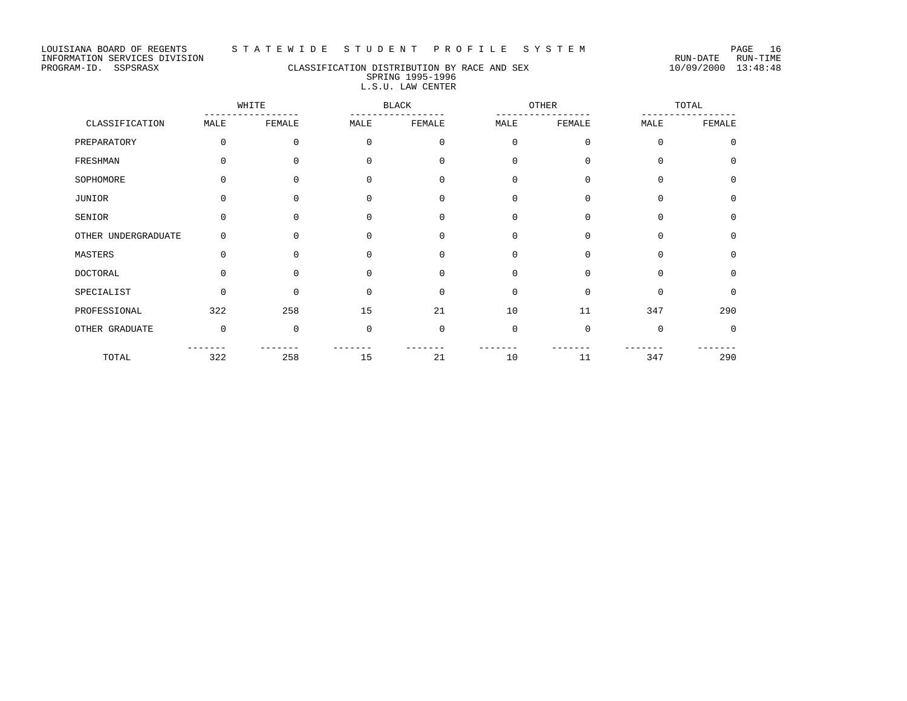LOUISIANA BOARD OF REGENTS — STATEWIDE STUDENT PROFILE SYSTEM

INFORMATION SERVICES DIVISION — RUN-DATE 10/09/2000 RUN-TIME 13:48:48

PROGRAM-ID. SSPSRASX

## CLASSIFICATION DISTRIBUTION BY RACE AND SEX
### SPRING 1995-1996
### L.S.U. LAW CENTER

| CLASSIFICATION | WHITE | | BLACK | | OTHER | | TOTAL | |
|---|---|---|---|---|---|---|---|---|
| | MALE | FEMALE | MALE | FEMALE | MALE | FEMALE | MALE | FEMALE |
| PREPARATORY | 0 | 0 | 0 | 0 | 0 | 0 | 0 | 0 |
| FRESHMAN | 0 | 0 | 0 | 0 | 0 | 0 | 0 | 0 |
| SOPHOMORE | 0 | 0 | 0 | 0 | 0 | 0 | 0 | 0 |
| JUNIOR | 0 | 0 | 0 | 0 | 0 | 0 | 0 | 0 |
| SENIOR | 0 | 0 | 0 | 0 | 0 | 0 | 0 | 0 |
| OTHER UNDERGRADUATE | 0 | 0 | 0 | 0 | 0 | 0 | 0 | 0 |
| MASTERS | 0 | 0 | 0 | 0 | 0 | 0 | 0 | 0 |
| DOCTORAL | 0 | 0 | 0 | 0 | 0 | 0 | 0 | 0 |
| SPECIALIST | 0 | 0 | 0 | 0 | 0 | 0 | 0 | 0 |
| PROFESSIONAL | 322 | 258 | 15 | 21 | 10 | 11 | 347 | 290 |
| OTHER GRADUATE | 0 | 0 | 0 | 0 | 0 | 0 | 0 | 0 |
| TOTAL | 322 | 258 | 15 | 21 | 10 | 11 | 347 | 290 |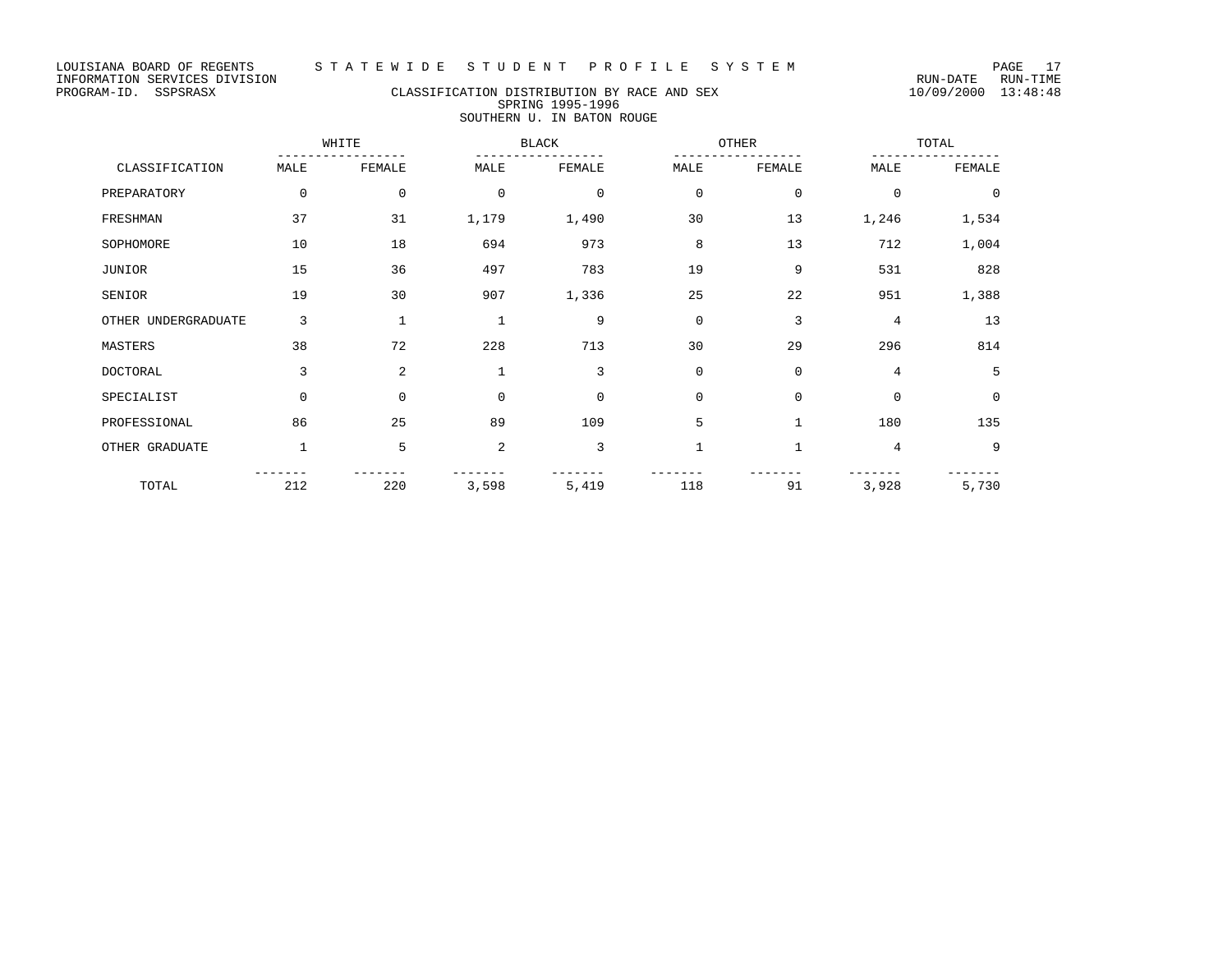LOUISIANA BOARD OF REGENTS — STATEWIDE STUDENT PROFILE SYSTEM
INFORMATION SERVICES DIVISION — RUN-DATE 10/09/2000 RUN-TIME 13:48:48
PROGRAM-ID. SSPSRASX

## CLASSIFICATION DISTRIBUTION BY RACE AND SEX
### SPRING 1995-1996
### SOUTHERN U. IN BATON ROUGE

| CLASSIFICATION | WHITE | | BLACK | | OTHER | | TOTAL | |
|---|---|---|---|---|---|---|---|---|
| | MALE | FEMALE | MALE | FEMALE | MALE | FEMALE | MALE | FEMALE |
| PREPARATORY | 0 | 0 | 0 | 0 | 0 | 0 | 0 | 0 |
| FRESHMAN | 37 | 31 | 1,179 | 1,490 | 30 | 13 | 1,246 | 1,534 |
| SOPHOMORE | 10 | 18 | 694 | 973 | 8 | 13 | 712 | 1,004 |
| JUNIOR | 15 | 36 | 497 | 783 | 19 | 9 | 531 | 828 |
| SENIOR | 19 | 30 | 907 | 1,336 | 25 | 22 | 951 | 1,388 |
| OTHER UNDERGRADUATE | 3 | 1 | 1 | 9 | 0 | 3 | 4 | 13 |
| MASTERS | 38 | 72 | 228 | 713 | 30 | 29 | 296 | 814 |
| DOCTORAL | 3 | 2 | 1 | 3 | 0 | 0 | 4 | 5 |
| SPECIALIST | 0 | 0 | 0 | 0 | 0 | 0 | 0 | 0 |
| PROFESSIONAL | 86 | 25 | 89 | 109 | 5 | 1 | 180 | 135 |
| OTHER GRADUATE | 1 | 5 | 2 | 3 | 1 | 1 | 4 | 9 |
| TOTAL | 212 | 220 | 3,598 | 5,419 | 118 | 91 | 3,928 | 5,730 |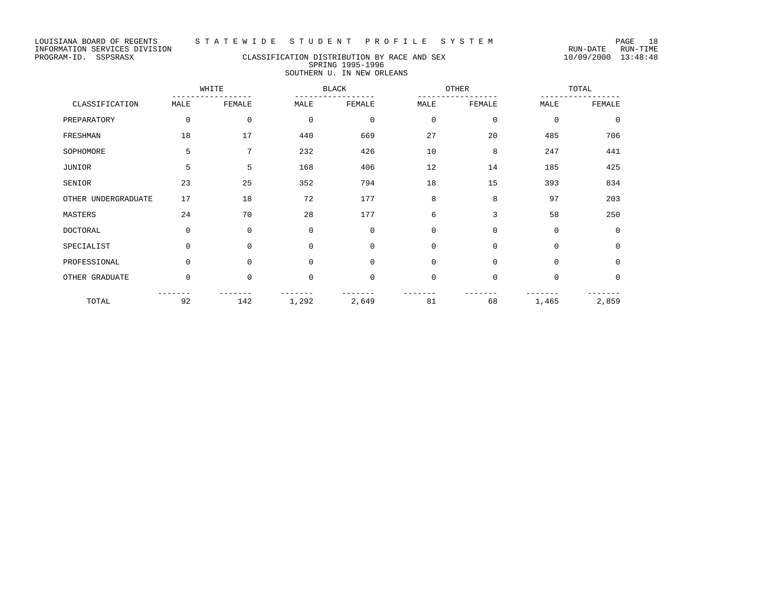LOUISIANA BOARD OF REGENTS — S T A T E W I D E   S T U D E N T   P R O F I L E   S Y S T E M

INFORMATION SERVICES DIVISION — RUN-DATE 10/09/2000 RUN-TIME 13:48:48

PROGRAM-ID. SSPSRASX

## CLASSIFICATION DISTRIBUTION BY RACE AND SEX
### SPRING 1995-1996
### SOUTHERN U. IN NEW ORLEANS

| CLASSIFICATION | WHITE | | BLACK | | OTHER | | TOTAL | |
|---|---|---|---|---|---|---|---|---|
| | MALE | FEMALE | MALE | FEMALE | MALE | FEMALE | MALE | FEMALE |
| PREPARATORY | 0 | 0 | 0 | 0 | 0 | 0 | 0 | 0 |
| FRESHMAN | 18 | 17 | 440 | 669 | 27 | 20 | 485 | 706 |
| SOPHOMORE | 5 | 7 | 232 | 426 | 10 | 8 | 247 | 441 |
| JUNIOR | 5 | 5 | 168 | 406 | 12 | 14 | 185 | 425 |
| SENIOR | 23 | 25 | 352 | 794 | 18 | 15 | 393 | 834 |
| OTHER UNDERGRADUATE | 17 | 18 | 72 | 177 | 8 | 8 | 97 | 203 |
| MASTERS | 24 | 70 | 28 | 177 | 6 | 3 | 58 | 250 |
| DOCTORAL | 0 | 0 | 0 | 0 | 0 | 0 | 0 | 0 |
| SPECIALIST | 0 | 0 | 0 | 0 | 0 | 0 | 0 | 0 |
| PROFESSIONAL | 0 | 0 | 0 | 0 | 0 | 0 | 0 | 0 |
| OTHER GRADUATE | 0 | 0 | 0 | 0 | 0 | 0 | 0 | 0 |
| TOTAL | 92 | 142 | 1,292 | 2,649 | 81 | 68 | 1,465 | 2,859 |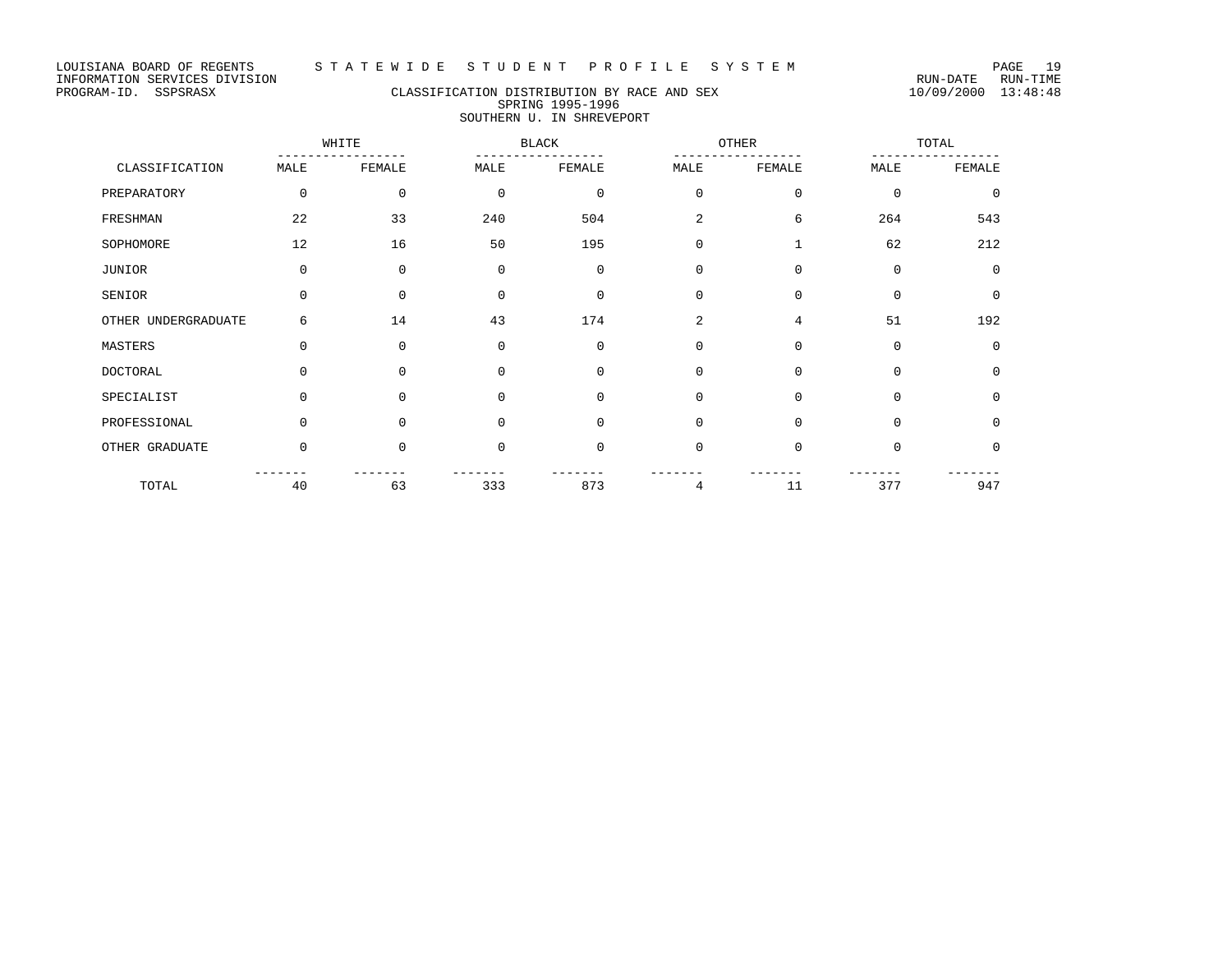LOUISIANA BOARD OF REGENTS — STATEWIDE STUDENT PROFILE SYSTEM
INFORMATION SERVICES DIVISION — RUN-DATE 10/09/2000 RUN-TIME 13:48:48
PROGRAM-ID. SSPSRASX

## CLASSIFICATION DISTRIBUTION BY RACE AND SEX
### SPRING 1995-1996
### SOUTHERN U. IN SHREVEPORT

| | WHITE | | BLACK | | OTHER | | TOTAL | |
|---|---|---|---|---|---|---|---|---|
| CLASSIFICATION | MALE | FEMALE | MALE | FEMALE | MALE | FEMALE | MALE | FEMALE |
| PREPARATORY | 0 | 0 | 0 | 0 | 0 | 0 | 0 | 0 |
| FRESHMAN | 22 | 33 | 240 | 504 | 2 | 6 | 264 | 543 |
| SOPHOMORE | 12 | 16 | 50 | 195 | 0 | 1 | 62 | 212 |
| JUNIOR | 0 | 0 | 0 | 0 | 0 | 0 | 0 | 0 |
| SENIOR | 0 | 0 | 0 | 0 | 0 | 0 | 0 | 0 |
| OTHER UNDERGRADUATE | 6 | 14 | 43 | 174 | 2 | 4 | 51 | 192 |
| MASTERS | 0 | 0 | 0 | 0 | 0 | 0 | 0 | 0 |
| DOCTORAL | 0 | 0 | 0 | 0 | 0 | 0 | 0 | 0 |
| SPECIALIST | 0 | 0 | 0 | 0 | 0 | 0 | 0 | 0 |
| PROFESSIONAL | 0 | 0 | 0 | 0 | 0 | 0 | 0 | 0 |
| OTHER GRADUATE | 0 | 0 | 0 | 0 | 0 | 0 | 0 | 0 |
| TOTAL | 40 | 63 | 333 | 873 | 4 | 11 | 377 | 947 |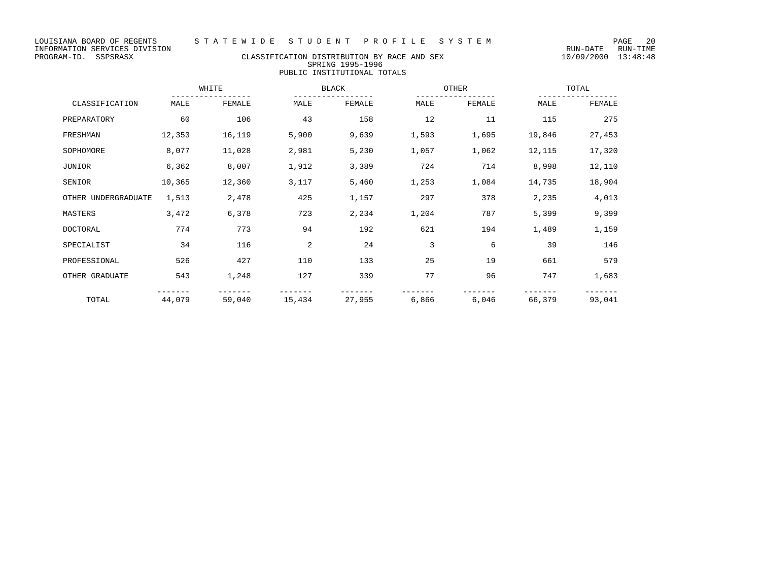LOUISIANA BOARD OF REGENTS — STATEWIDE STUDENT PROFILE SYSTEM

INFORMATION SERVICES DIVISION

PROGRAM-ID. SSPSRASX

RUN-DATE 10/09/2000 RUN-TIME 13:48:48

## CLASSIFICATION DISTRIBUTION BY RACE AND SEX
### SPRING 1995-1996
### PUBLIC INSTITUTIONAL TOTALS

| | WHITE | | BLACK | | OTHER | | TOTAL | |
|---|---|---|---|---|---|---|---|---|
| CLASSIFICATION | MALE | FEMALE | MALE | FEMALE | MALE | FEMALE | MALE | FEMALE |
| PREPARATORY | 60 | 106 | 43 | 158 | 12 | 11 | 115 | 275 |
| FRESHMAN | 12,353 | 16,119 | 5,900 | 9,639 | 1,593 | 1,695 | 19,846 | 27,453 |
| SOPHOMORE | 8,077 | 11,028 | 2,981 | 5,230 | 1,057 | 1,062 | 12,115 | 17,320 |
| JUNIOR | 6,362 | 8,007 | 1,912 | 3,389 | 724 | 714 | 8,998 | 12,110 |
| SENIOR | 10,365 | 12,360 | 3,117 | 5,460 | 1,253 | 1,084 | 14,735 | 18,904 |
| OTHER UNDERGRADUATE | 1,513 | 2,478 | 425 | 1,157 | 297 | 378 | 2,235 | 4,013 |
| MASTERS | 3,472 | 6,378 | 723 | 2,234 | 1,204 | 787 | 5,399 | 9,399 |
| DOCTORAL | 774 | 773 | 94 | 192 | 621 | 194 | 1,489 | 1,159 |
| SPECIALIST | 34 | 116 | 2 | 24 | 3 | 6 | 39 | 146 |
| PROFESSIONAL | 526 | 427 | 110 | 133 | 25 | 19 | 661 | 579 |
| OTHER GRADUATE | 543 | 1,248 | 127 | 339 | 77 | 96 | 747 | 1,683 |
| TOTAL | 44,079 | 59,040 | 15,434 | 27,955 | 6,866 | 6,046 | 66,379 | 93,041 |